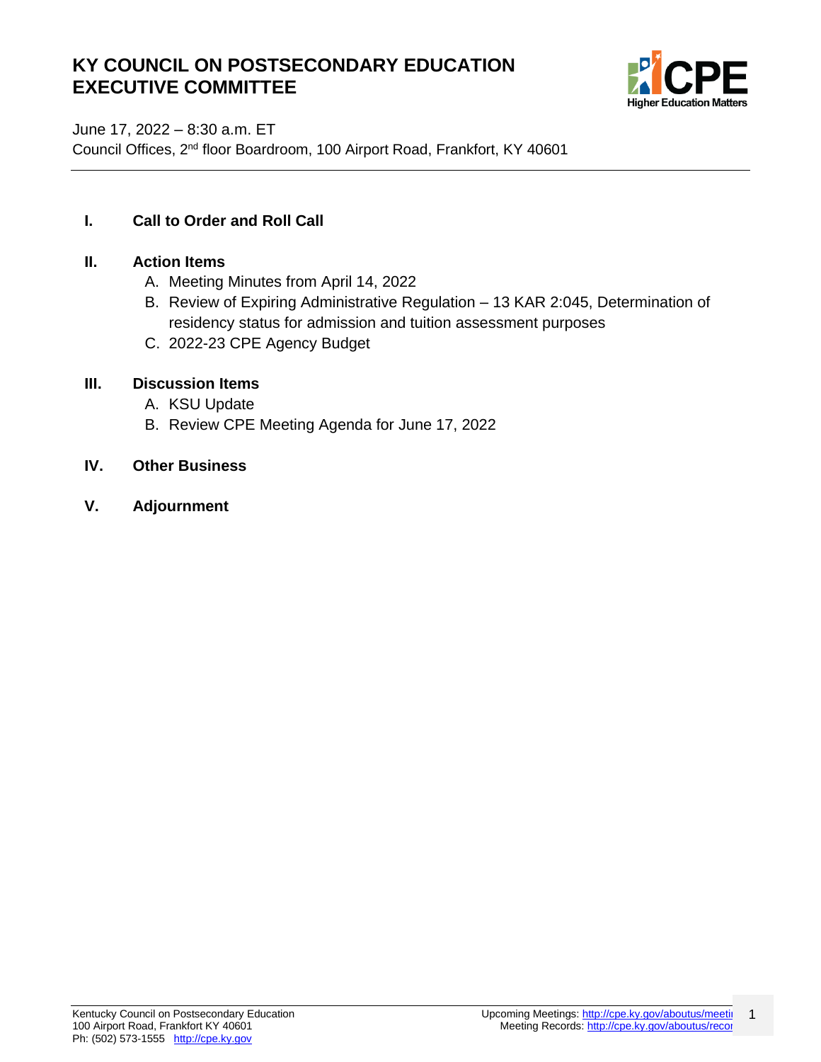# KY COUNCIL ON POSTSECONDARY EDUCATION EXECUTIVE COMMITTEE

June 17, 2022 – 8:30 a.m. ET
Council Offices, 2nd floor Boardroom, 100 Airport Road, Frankfort, KY 40601

---

**I. Call to Order and Roll Call**

**II. Action Items**

A. Meeting Minutes from April 14, 2022
B. Review of Expiring Administrative Regulation – 13 KAR 2:045, Determination of residency status for admission and tuition assessment purposes
C. 2022-23 CPE Agency Budget

**III. Discussion Items**

A. KSU Update
B. Review CPE Meeting Agenda for June 17, 2022

**IV. Other Business**

**V. Adjournment**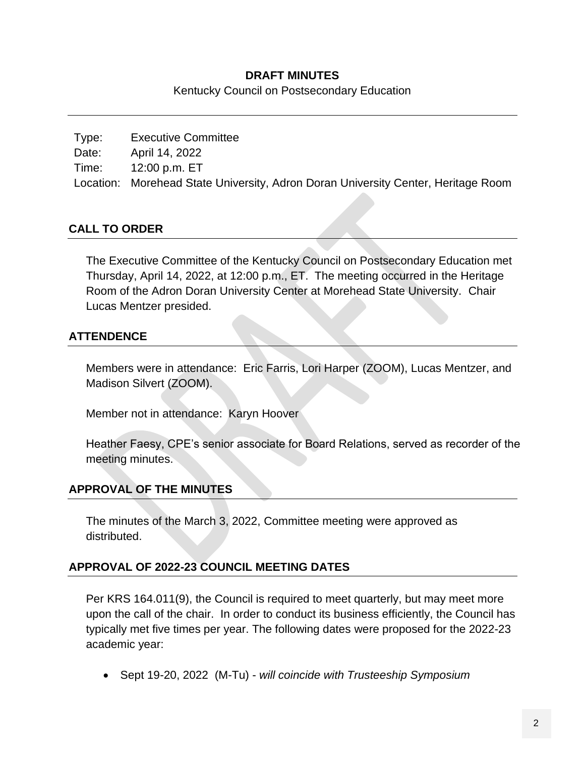**DRAFT MINUTES**

Kentucky Council on Postsecondary Education

Type: Executive Committee
Date: April 14, 2022
Time: 12:00 p.m. ET
Location: Morehead State University, Adron Doran University Center, Heritage Room

## CALL TO ORDER

The Executive Committee of the Kentucky Council on Postsecondary Education met Thursday, April 14, 2022, at 12:00 p.m., ET. The meeting occurred in the Heritage Room of the Adron Doran University Center at Morehead State University. Chair Lucas Mentzer presided.

## ATTENDENCE

Members were in attendance: Eric Farris, Lori Harper (ZOOM), Lucas Mentzer, and Madison Silvert (ZOOM).

Member not in attendance: Karyn Hoover

Heather Faesy, CPE's senior associate for Board Relations, served as recorder of the meeting minutes.

## APPROVAL OF THE MINUTES

The minutes of the March 3, 2022, Committee meeting were approved as distributed.

## APPROVAL OF 2022-23 COUNCIL MEETING DATES

Per KRS 164.011(9), the Council is required to meet quarterly, but may meet more upon the call of the chair. In order to conduct its business efficiently, the Council has typically met five times per year. The following dates were proposed for the 2022-23 academic year:

- Sept 19-20, 2022 (M-Tu) - *will coincide with Trusteeship Symposium*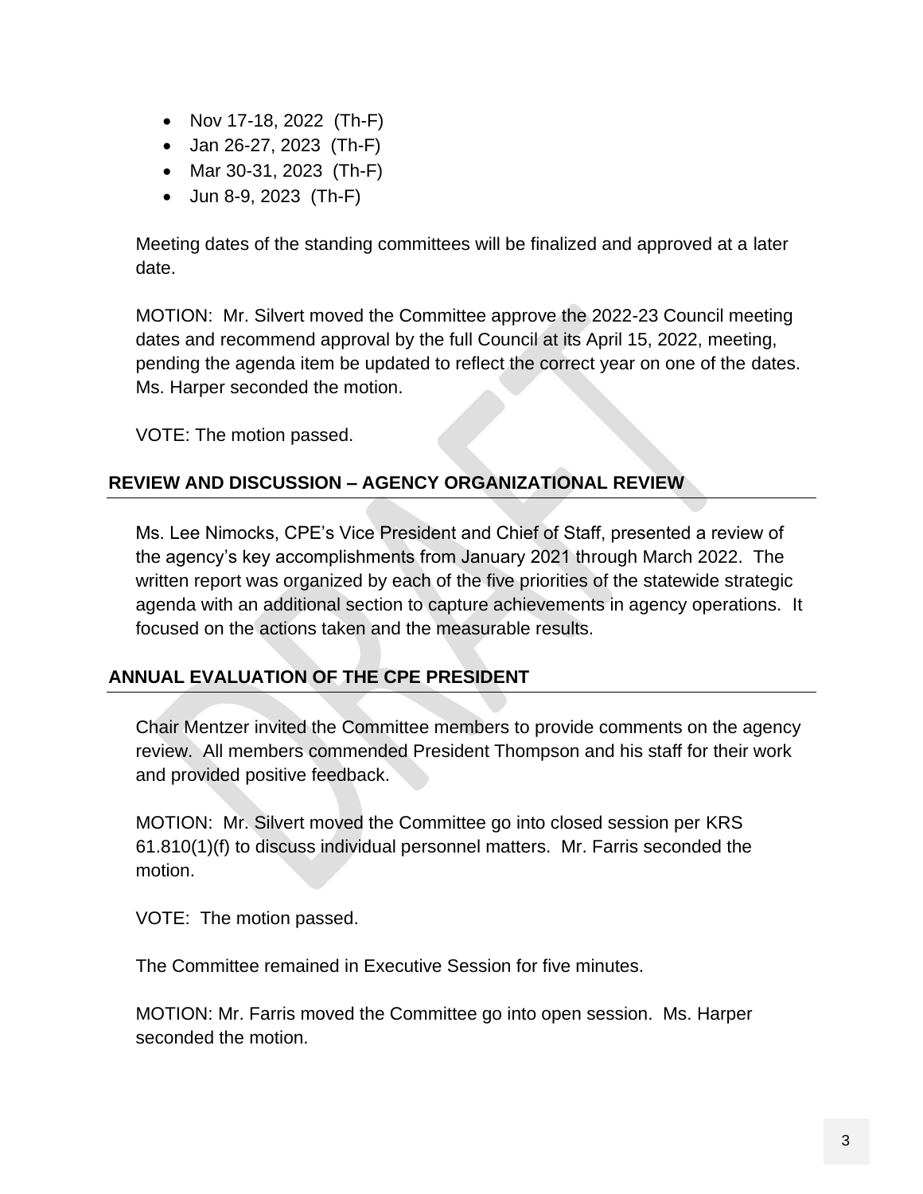- Nov 17-18, 2022 (Th-F)
- Jan 26-27, 2023 (Th-F)
- Mar 30-31, 2023 (Th-F)
- Jun 8-9, 2023 (Th-F)

Meeting dates of the standing committees will be finalized and approved at a later date.

MOTION: Mr. Silvert moved the Committee approve the 2022-23 Council meeting dates and recommend approval by the full Council at its April 15, 2022, meeting, pending the agenda item be updated to reflect the correct year on one of the dates. Ms. Harper seconded the motion.

VOTE: The motion passed.

## REVIEW AND DISCUSSION – AGENCY ORGANIZATIONAL REVIEW

Ms. Lee Nimocks, CPE's Vice President and Chief of Staff, presented a review of the agency's key accomplishments from January 2021 through March 2022. The written report was organized by each of the five priorities of the statewide strategic agenda with an additional section to capture achievements in agency operations. It focused on the actions taken and the measurable results.

## ANNUAL EVALUATION OF THE CPE PRESIDENT

Chair Mentzer invited the Committee members to provide comments on the agency review. All members commended President Thompson and his staff for their work and provided positive feedback.

MOTION: Mr. Silvert moved the Committee go into closed session per KRS 61.810(1)(f) to discuss individual personnel matters. Mr. Farris seconded the motion.

VOTE: The motion passed.

The Committee remained in Executive Session for five minutes.

MOTION: Mr. Farris moved the Committee go into open session. Ms. Harper seconded the motion.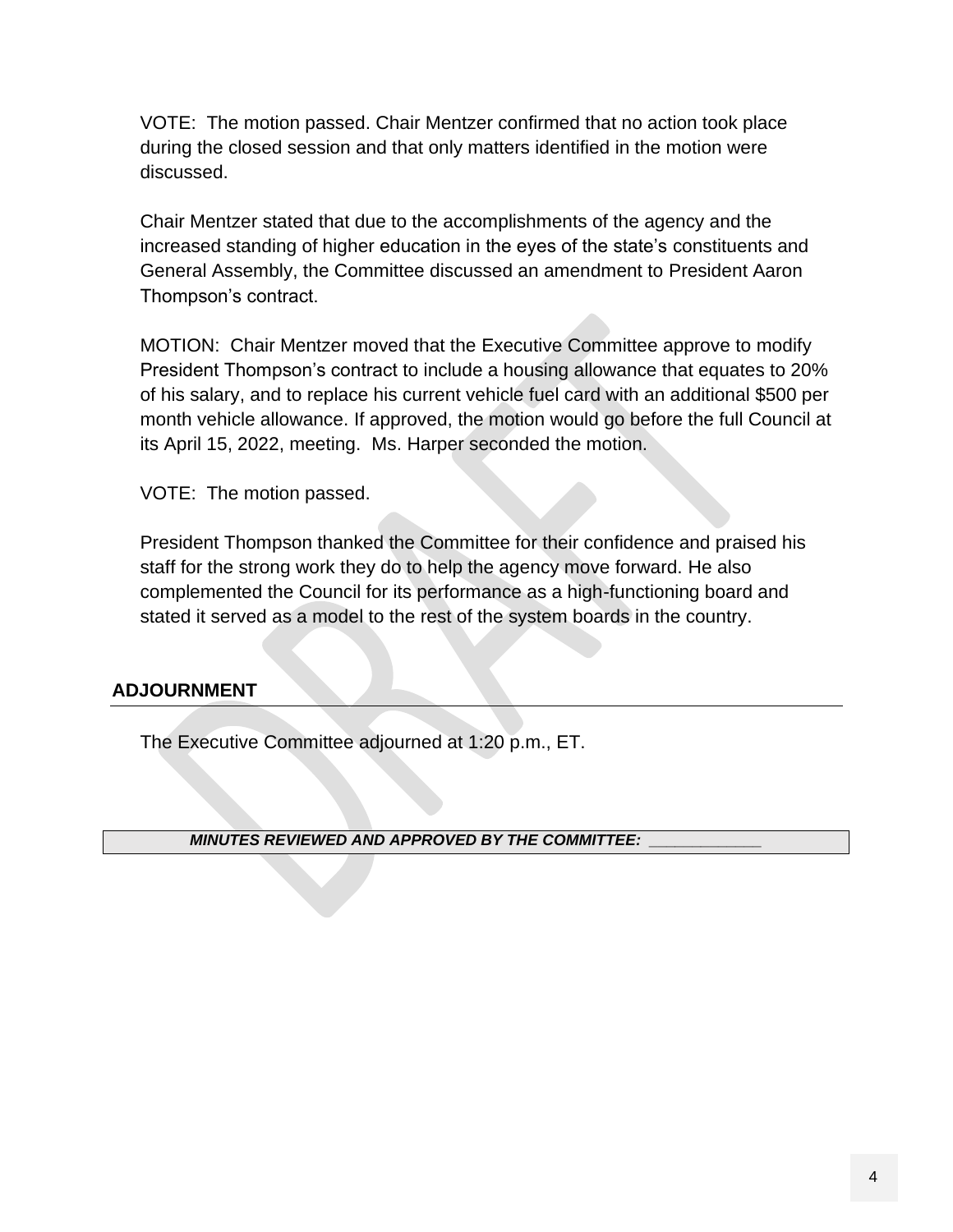VOTE: The motion passed. Chair Mentzer confirmed that no action took place during the closed session and that only matters identified in the motion were discussed.

Chair Mentzer stated that due to the accomplishments of the agency and the increased standing of higher education in the eyes of the state's constituents and General Assembly, the Committee discussed an amendment to President Aaron Thompson's contract.

MOTION: Chair Mentzer moved that the Executive Committee approve to modify President Thompson's contract to include a housing allowance that equates to 20% of his salary, and to replace his current vehicle fuel card with an additional $500 per month vehicle allowance. If approved, the motion would go before the full Council at its April 15, 2022, meeting. Ms. Harper seconded the motion.

VOTE: The motion passed.

President Thompson thanked the Committee for their confidence and praised his staff for the strong work they do to help the agency move forward. He also complemented the Council for its performance as a high-functioning board and stated it served as a model to the rest of the system boards in the country.

## ADJOURNMENT

The Executive Committee adjourned at 1:20 p.m., ET.

***MINUTES REVIEWED AND APPROVED BY THE COMMITTEE: ____________***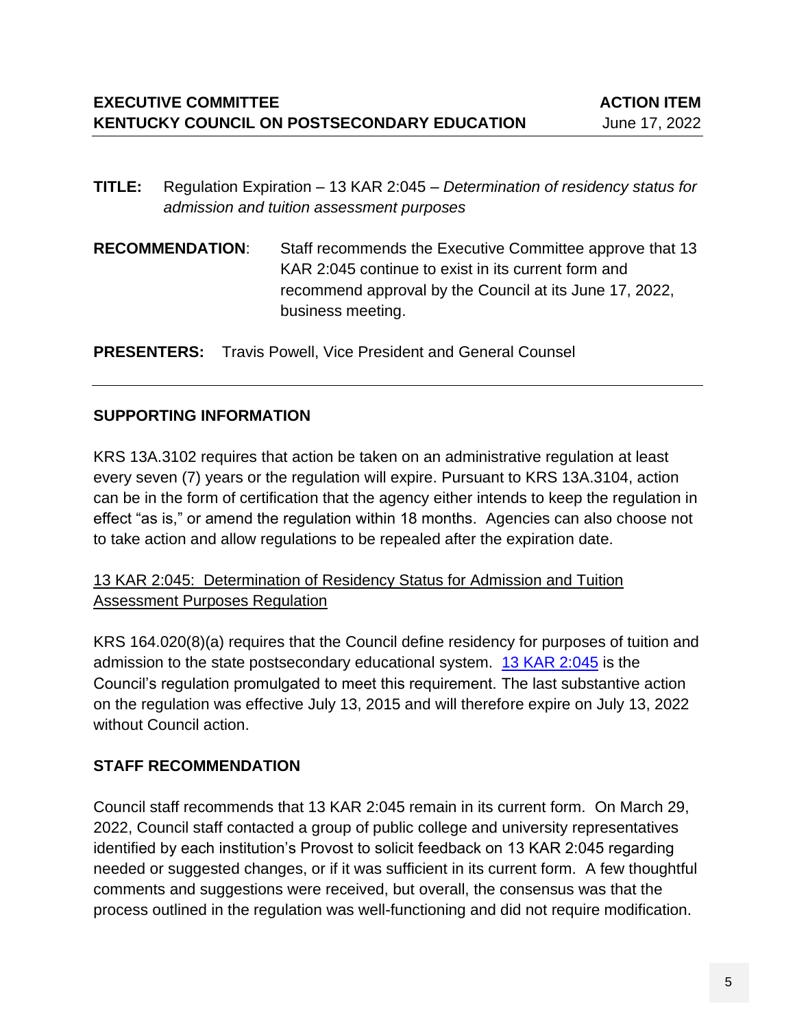**EXECUTIVE COMMITTEE** **ACTION ITEM**
**KENTUCKY COUNCIL ON POSTSECONDARY EDUCATION** June 17, 2022

---

**TITLE:** Regulation Expiration – 13 KAR 2:045 – *Determination of residency status for admission and tuition assessment purposes*

**RECOMMENDATION**: Staff recommends the Executive Committee approve that 13 KAR 2:045 continue to exist in its current form and recommend approval by the Council at its June 17, 2022, business meeting.

**PRESENTERS:** Travis Powell, Vice President and General Counsel

---

## SUPPORTING INFORMATION

KRS 13A.3102 requires that action be taken on an administrative regulation at least every seven (7) years or the regulation will expire. Pursuant to KRS 13A.3104, action can be in the form of certification that the agency either intends to keep the regulation in effect "as is," or amend the regulation within 18 months. Agencies can also choose not to take action and allow regulations to be repealed after the expiration date.

<u>13 KAR 2:045: Determination of Residency Status for Admission and Tuition Assessment Purposes Regulation</u>

KRS 164.020(8)(a) requires that the Council define residency for purposes of tuition and admission to the state postsecondary educational system. 13 KAR 2:045 is the Council's regulation promulgated to meet this requirement. The last substantive action on the regulation was effective July 13, 2015 and will therefore expire on July 13, 2022 without Council action.

## STAFF RECOMMENDATION

Council staff recommends that 13 KAR 2:045 remain in its current form. On March 29, 2022, Council staff contacted a group of public college and university representatives identified by each institution's Provost to solicit feedback on 13 KAR 2:045 regarding needed or suggested changes, or if it was sufficient in its current form. A few thoughtful comments and suggestions were received, but overall, the consensus was that the process outlined in the regulation was well-functioning and did not require modification.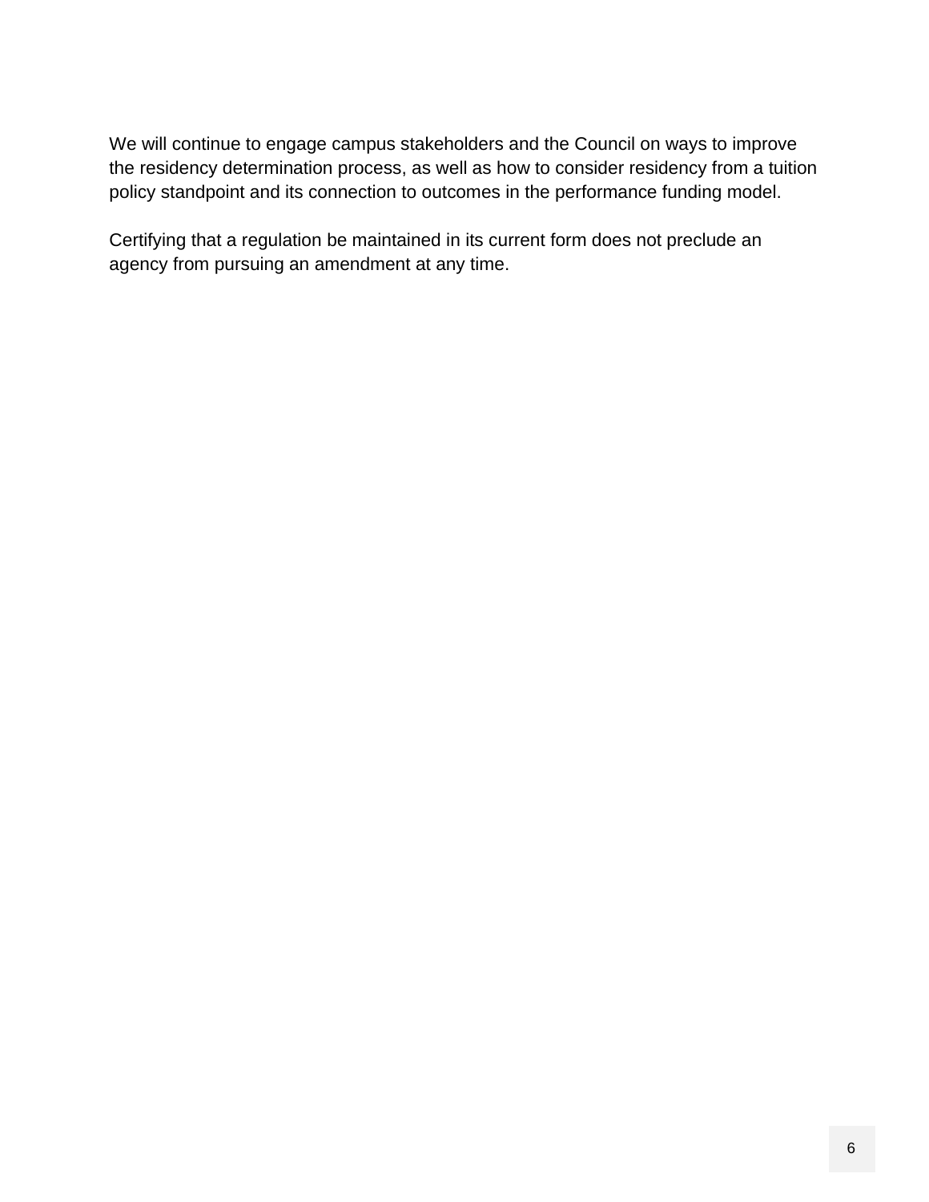We will continue to engage campus stakeholders and the Council on ways to improve the residency determination process, as well as how to consider residency from a tuition policy standpoint and its connection to outcomes in the performance funding model.

Certifying that a regulation be maintained in its current form does not preclude an agency from pursuing an amendment at any time.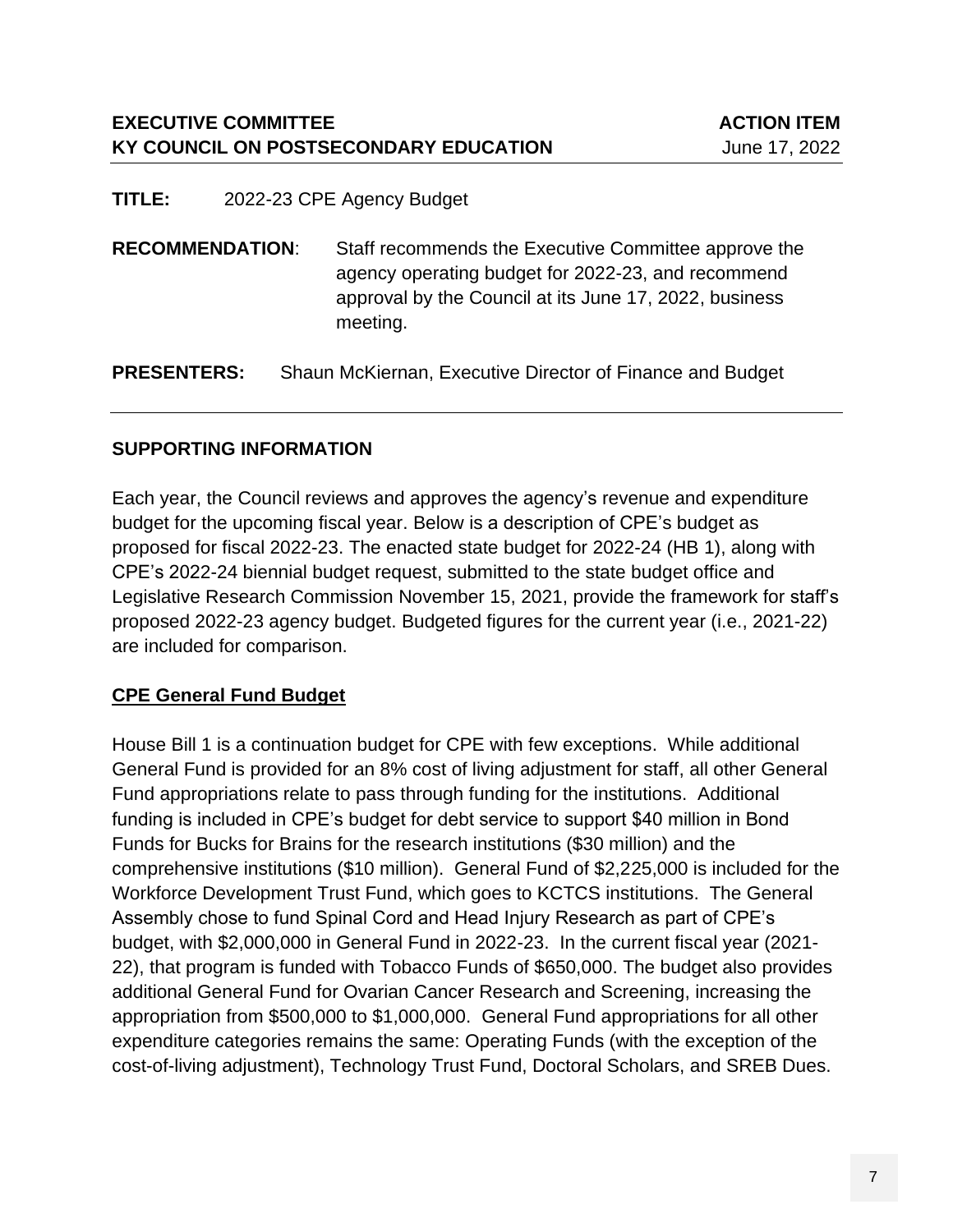**EXECUTIVE COMMITTEE** **ACTION ITEM**
**KY COUNCIL ON POSTSECONDARY EDUCATION** June 17, 2022

---

**TITLE:** 2022-23 CPE Agency Budget

**RECOMMENDATION**: Staff recommends the Executive Committee approve the agency operating budget for 2022-23, and recommend approval by the Council at its June 17, 2022, business meeting.

**PRESENTERS:** Shaun McKiernan, Executive Director of Finance and Budget

---

## SUPPORTING INFORMATION

Each year, the Council reviews and approves the agency's revenue and expenditure budget for the upcoming fiscal year. Below is a description of CPE's budget as proposed for fiscal 2022-23. The enacted state budget for 2022-24 (HB 1), along with CPE's 2022-24 biennial budget request, submitted to the state budget office and Legislative Research Commission November 15, 2021, provide the framework for staff's proposed 2022-23 agency budget. Budgeted figures for the current year (i.e., 2021-22) are included for comparison.

### <u>CPE General Fund Budget</u>

House Bill 1 is a continuation budget for CPE with few exceptions. While additional General Fund is provided for an 8% cost of living adjustment for staff, all other General Fund appropriations relate to pass through funding for the institutions. Additional funding is included in CPE's budget for debt service to support $40 million in Bond Funds for Bucks for Brains for the research institutions ($30 million) and the comprehensive institutions ($10 million). General Fund of $2,225,000 is included for the Workforce Development Trust Fund, which goes to KCTCS institutions. The General Assembly chose to fund Spinal Cord and Head Injury Research as part of CPE's budget, with $2,000,000 in General Fund in 2022-23. In the current fiscal year (2021-22), that program is funded with Tobacco Funds of $650,000. The budget also provides additional General Fund for Ovarian Cancer Research and Screening, increasing the appropriation from $500,000 to $1,000,000. General Fund appropriations for all other expenditure categories remains the same: Operating Funds (with the exception of the cost-of-living adjustment), Technology Trust Fund, Doctoral Scholars, and SREB Dues.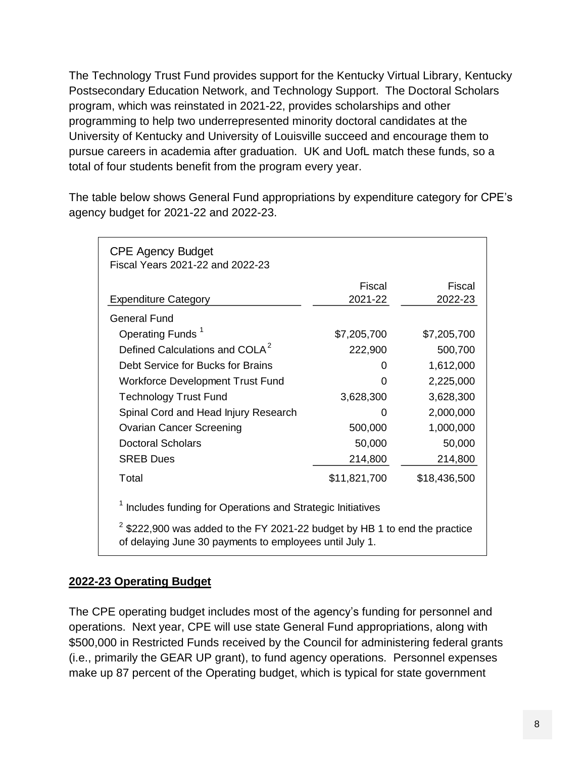The Technology Trust Fund provides support for the Kentucky Virtual Library, Kentucky Postsecondary Education Network, and Technology Support. The Doctoral Scholars program, which was reinstated in 2021-22, provides scholarships and other programming to help two underrepresented minority doctoral candidates at the University of Kentucky and University of Louisville succeed and encourage them to pursue careers in academia after graduation. UK and UofL match these funds, so a total of four students benefit from the program every year.

The table below shows General Fund appropriations by expenditure category for CPE's agency budget for 2021-22 and 2022-23.

**CPE Agency Budget**
Fiscal Years 2021-22 and 2022-23

| Expenditure Category | Fiscal 2021-22 | Fiscal 2022-23 |
|---|---|---|
| General Fund | | |
| Operating Funds [1] | $7,205,700 | $7,205,700 |
| Defined Calculations and COLA [2] | 222,900 | 500,700 |
| Debt Service for Bucks for Brains | 0 | 1,612,000 |
| Workforce Development Trust Fund | 0 | 2,225,000 |
| Technology Trust Fund | 3,628,300 | 3,628,300 |
| Spinal Cord and Head Injury Research | 0 | 2,000,000 |
| Ovarian Cancer Screening | 500,000 | 1,000,000 |
| Doctoral Scholars | 50,000 | 50,000 |
| SREB Dues | 214,800 | 214,800 |
| Total | $11,821,700 | $18,436,500 |

[1] Includes funding for Operations and Strategic Initiatives

[2] $222,900 was added to the FY 2021-22 budget by HB 1 to end the practice of delaying June 30 payments to employees until July 1.

## 2022-23 Operating Budget

The CPE operating budget includes most of the agency's funding for personnel and operations. Next year, CPE will use state General Fund appropriations, along with $500,000 in Restricted Funds received by the Council for administering federal grants (i.e., primarily the GEAR UP grant), to fund agency operations. Personnel expenses make up 87 percent of the Operating budget, which is typical for state government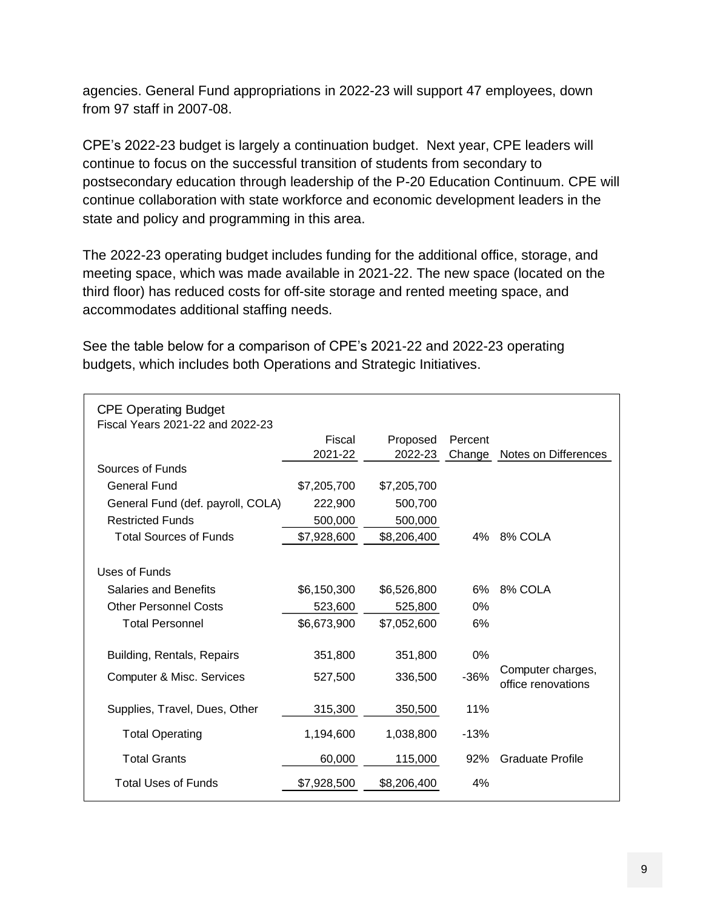agencies. General Fund appropriations in 2022-23 will support 47 employees, down from 97 staff in 2007-08.

CPE's 2022-23 budget is largely a continuation budget. Next year, CPE leaders will continue to focus on the successful transition of students from secondary to postsecondary education through leadership of the P-20 Education Continuum. CPE will continue collaboration with state workforce and economic development leaders in the state and policy and programming in this area.

The 2022-23 operating budget includes funding for the additional office, storage, and meeting space, which was made available in 2021-22. The new space (located on the third floor) has reduced costs for off-site storage and rented meeting space, and accommodates additional staffing needs.

See the table below for a comparison of CPE's 2021-22 and 2022-23 operating budgets, which includes both Operations and Strategic Initiatives.

CPE Operating Budget
Fiscal Years 2021-22 and 2022-23

| | Fiscal 2021-22 | Proposed 2022-23 | Percent Change | Notes on Differences |
|---|---|---|---|---|
| Sources of Funds | | | | |
| General Fund | $7,205,700 | $7,205,700 | | |
| General Fund (def. payroll, COLA) | 222,900 | 500,700 | | |
| Restricted Funds | 500,000 | 500,000 | | |
| Total Sources of Funds | $7,928,600 | $8,206,400 | 4% | 8% COLA |
| Uses of Funds | | | | |
| Salaries and Benefits | $6,150,300 | $6,526,800 | 6% | 8% COLA |
| Other Personnel Costs | 523,600 | 525,800 | 0% | |
| Total Personnel | $6,673,900 | $7,052,600 | 6% | |
| Building, Rentals, Repairs | 351,800 | 351,800 | 0% | |
| Computer & Misc. Services | 527,500 | 336,500 | -36% | Computer charges, office renovations |
| Supplies, Travel, Dues, Other | 315,300 | 350,500 | 11% | |
| Total Operating | 1,194,600 | 1,038,800 | -13% | |
| Total Grants | 60,000 | 115,000 | 92% | Graduate Profile |
| Total Uses of Funds | $7,928,500 | $8,206,400 | 4% | |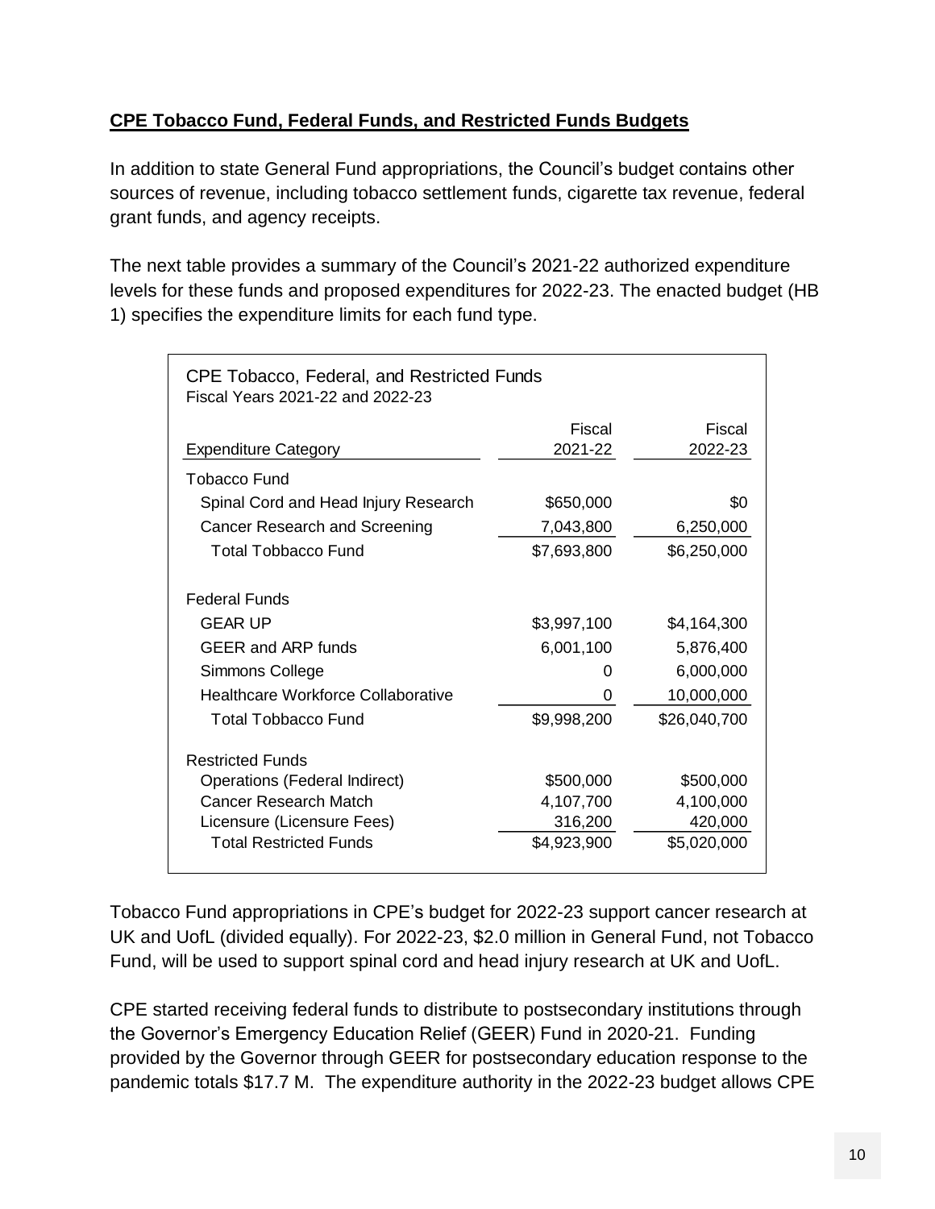**CPE Tobacco Fund, Federal Funds, and Restricted Funds Budgets**

In addition to state General Fund appropriations, the Council's budget contains other sources of revenue, including tobacco settlement funds, cigarette tax revenue, federal grant funds, and agency receipts.

The next table provides a summary of the Council's 2021-22 authorized expenditure levels for these funds and proposed expenditures for 2022-23. The enacted budget (HB 1) specifies the expenditure limits for each fund type.

CPE Tobacco, Federal, and Restricted Funds
Fiscal Years 2021-22 and 2022-23

| Expenditure Category | Fiscal 2021-22 | Fiscal 2022-23 |
|---|---|---|
| Tobacco Fund | | |
| Spinal Cord and Head Injury Research | $650,000 | $0 |
| Cancer Research and Screening | 7,043,800 | 6,250,000 |
| Total Tobbacco Fund | $7,693,800 | $6,250,000 |
| Federal Funds | | |
| GEAR UP | $3,997,100 | $4,164,300 |
| GEER and ARP funds | 6,001,100 | 5,876,400 |
| Simmons College | 0 | 6,000,000 |
| Healthcare Workforce Collaborative | 0 | 10,000,000 |
| Total Tobbacco Fund | $9,998,200 | $26,040,700 |
| Restricted Funds | | |
| Operations (Federal Indirect) | $500,000 | $500,000 |
| Cancer Research Match | 4,107,700 | 4,100,000 |
| Licensure (Licensure Fees) | 316,200 | 420,000 |
| Total Restricted Funds | $4,923,900 | $5,020,000 |

Tobacco Fund appropriations in CPE's budget for 2022-23 support cancer research at UK and UofL (divided equally). For 2022-23, $2.0 million in General Fund, not Tobacco Fund, will be used to support spinal cord and head injury research at UK and UofL.

CPE started receiving federal funds to distribute to postsecondary institutions through the Governor's Emergency Education Relief (GEER) Fund in 2020-21. Funding provided by the Governor through GEER for postsecondary education response to the pandemic totals $17.7 M. The expenditure authority in the 2022-23 budget allows CPE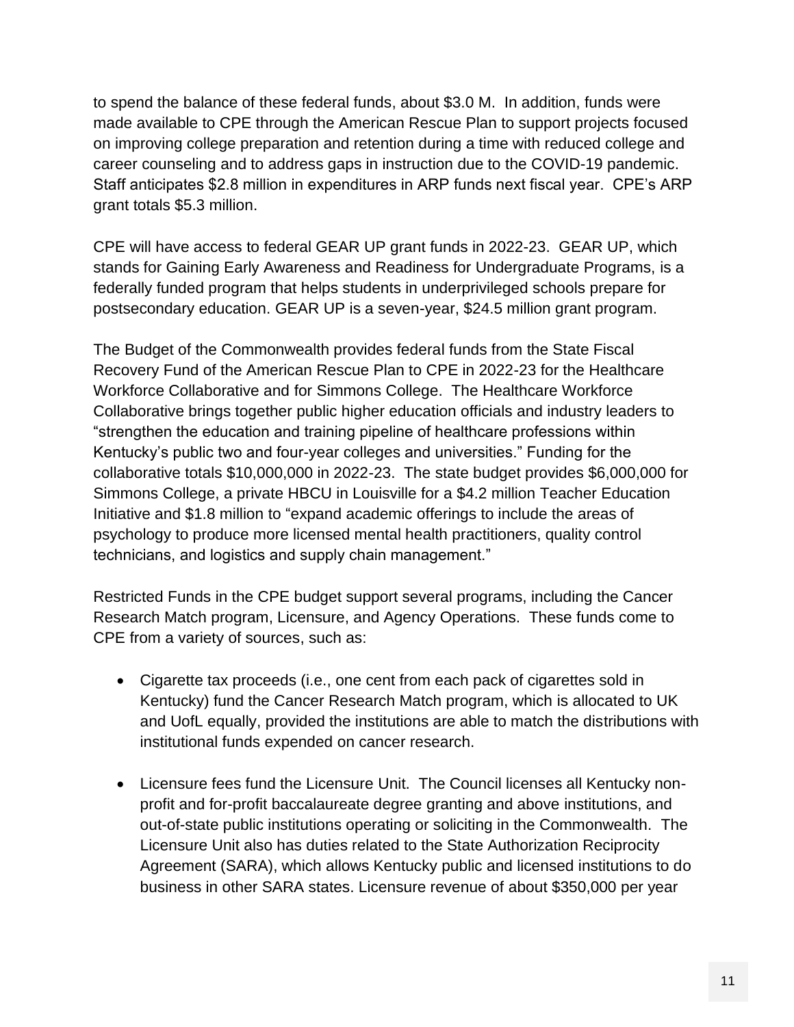to spend the balance of these federal funds, about $3.0 M. In addition, funds were made available to CPE through the American Rescue Plan to support projects focused on improving college preparation and retention during a time with reduced college and career counseling and to address gaps in instruction due to the COVID-19 pandemic. Staff anticipates $2.8 million in expenditures in ARP funds next fiscal year. CPE's ARP grant totals $5.3 million.

CPE will have access to federal GEAR UP grant funds in 2022-23. GEAR UP, which stands for Gaining Early Awareness and Readiness for Undergraduate Programs, is a federally funded program that helps students in underprivileged schools prepare for postsecondary education. GEAR UP is a seven-year, $24.5 million grant program.

The Budget of the Commonwealth provides federal funds from the State Fiscal Recovery Fund of the American Rescue Plan to CPE in 2022-23 for the Healthcare Workforce Collaborative and for Simmons College. The Healthcare Workforce Collaborative brings together public higher education officials and industry leaders to "strengthen the education and training pipeline of healthcare professions within Kentucky's public two and four-year colleges and universities." Funding for the collaborative totals $10,000,000 in 2022-23. The state budget provides $6,000,000 for Simmons College, a private HBCU in Louisville for a $4.2 million Teacher Education Initiative and $1.8 million to "expand academic offerings to include the areas of psychology to produce more licensed mental health practitioners, quality control technicians, and logistics and supply chain management."

Restricted Funds in the CPE budget support several programs, including the Cancer Research Match program, Licensure, and Agency Operations. These funds come to CPE from a variety of sources, such as:

- Cigarette tax proceeds (i.e., one cent from each pack of cigarettes sold in Kentucky) fund the Cancer Research Match program, which is allocated to UK and UofL equally, provided the institutions are able to match the distributions with institutional funds expended on cancer research.

- Licensure fees fund the Licensure Unit. The Council licenses all Kentucky non-profit and for-profit baccalaureate degree granting and above institutions, and out-of-state public institutions operating or soliciting in the Commonwealth. The Licensure Unit also has duties related to the State Authorization Reciprocity Agreement (SARA), which allows Kentucky public and licensed institutions to do business in other SARA states. Licensure revenue of about $350,000 per year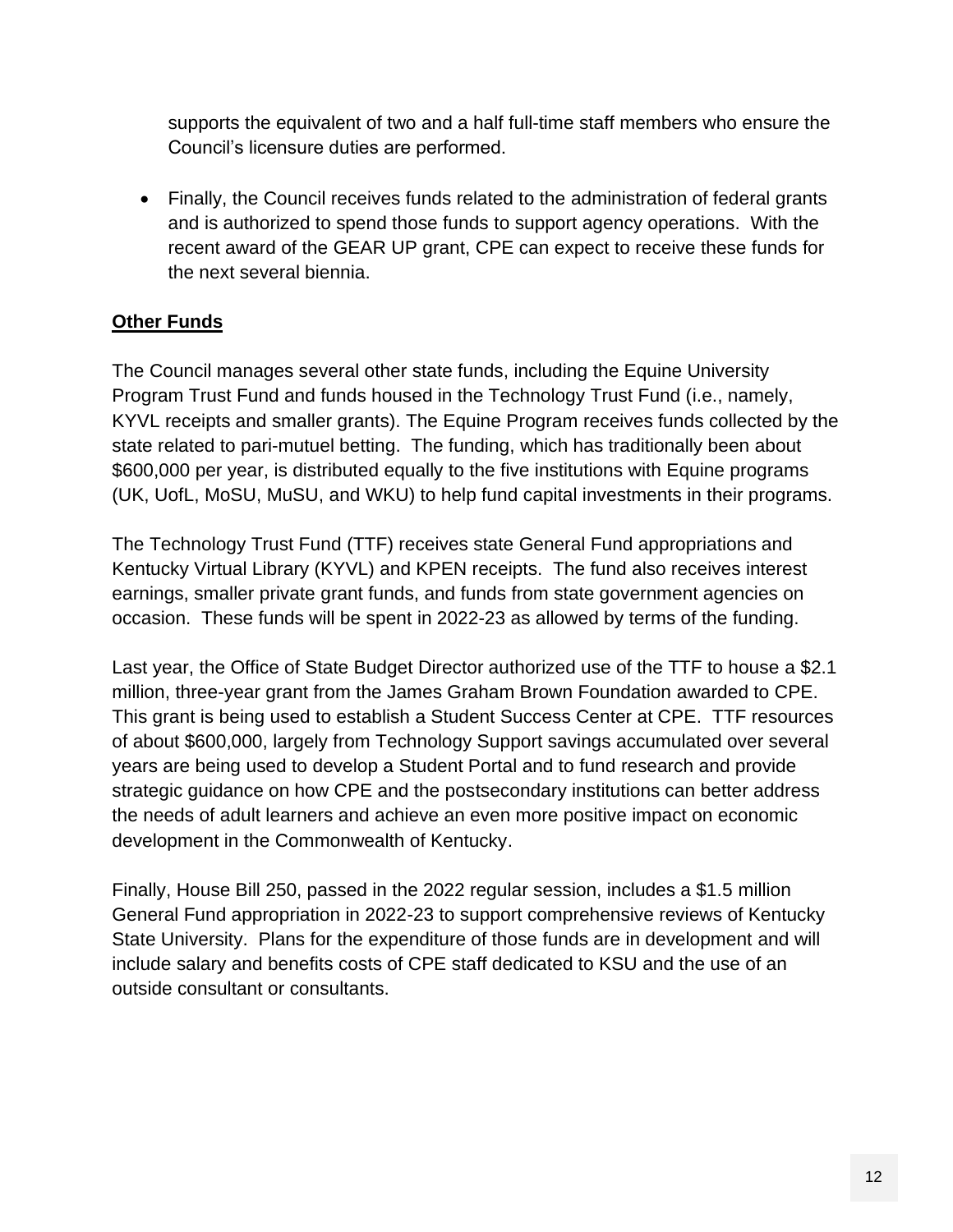supports the equivalent of two and a half full-time staff members who ensure the Council's licensure duties are performed.

- Finally, the Council receives funds related to the administration of federal grants and is authorized to spend those funds to support agency operations. With the recent award of the GEAR UP grant, CPE can expect to receive these funds for the next several biennia.

**Other Funds**

The Council manages several other state funds, including the Equine University Program Trust Fund and funds housed in the Technology Trust Fund (i.e., namely, KYVL receipts and smaller grants). The Equine Program receives funds collected by the state related to pari-mutuel betting. The funding, which has traditionally been about $600,000 per year, is distributed equally to the five institutions with Equine programs (UK, UofL, MoSU, MuSU, and WKU) to help fund capital investments in their programs.

The Technology Trust Fund (TTF) receives state General Fund appropriations and Kentucky Virtual Library (KYVL) and KPEN receipts. The fund also receives interest earnings, smaller private grant funds, and funds from state government agencies on occasion. These funds will be spent in 2022-23 as allowed by terms of the funding.

Last year, the Office of State Budget Director authorized use of the TTF to house a $2.1 million, three-year grant from the James Graham Brown Foundation awarded to CPE. This grant is being used to establish a Student Success Center at CPE. TTF resources of about $600,000, largely from Technology Support savings accumulated over several years are being used to develop a Student Portal and to fund research and provide strategic guidance on how CPE and the postsecondary institutions can better address the needs of adult learners and achieve an even more positive impact on economic development in the Commonwealth of Kentucky.

Finally, House Bill 250, passed in the 2022 regular session, includes a $1.5 million General Fund appropriation in 2022-23 to support comprehensive reviews of Kentucky State University. Plans for the expenditure of those funds are in development and will include salary and benefits costs of CPE staff dedicated to KSU and the use of an outside consultant or consultants.